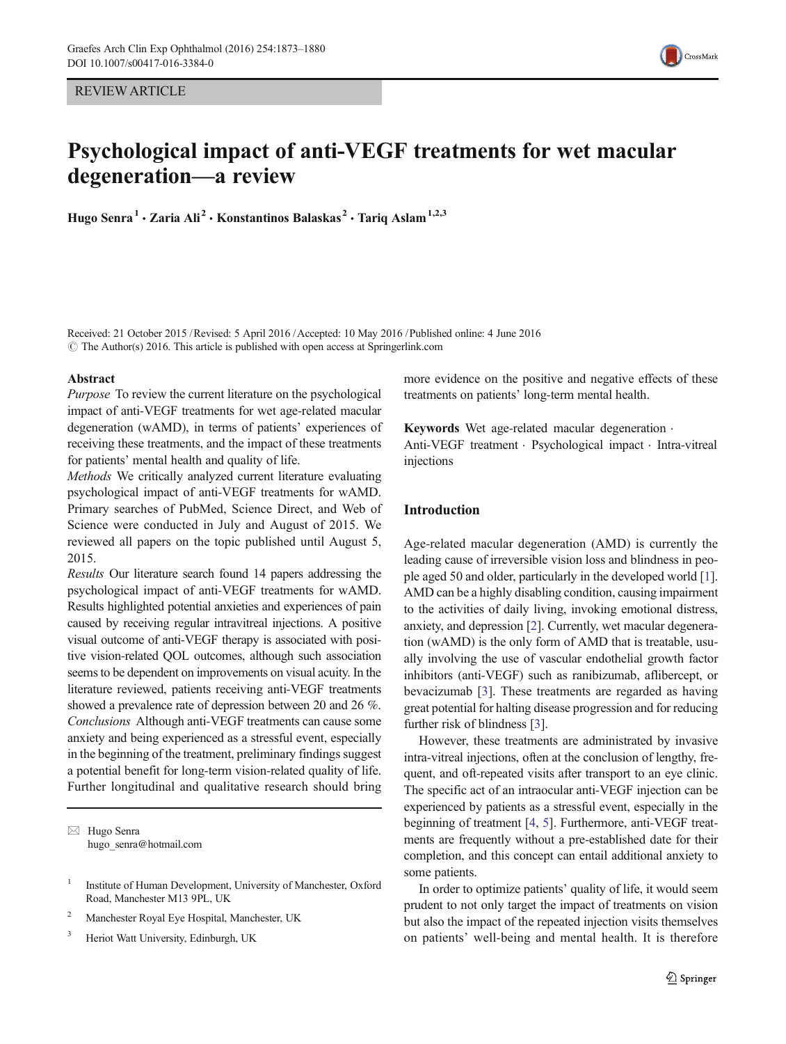REVIEW ARTICLE

# Psychological impact of anti-VEGF treatments for wet macular degeneration—a review

**Hugo Senra** [1] · **Zaria Ali** [2] · **Konstantinos Balaskas** [2] · **Tariq Aslam** [1,2,3]

Received: 21 October 2015 / Revised: 5 April 2016 / Accepted: 10 May 2016 / Published online: 4 June 2016
© The Author(s) 2016. This article is published with open access at Springerlink.com

## Abstract

*Purpose* To review the current literature on the psychological impact of anti-VEGF treatments for wet age-related macular degeneration (wAMD), in terms of patients' experiences of receiving these treatments, and the impact of these treatments for patients' mental health and quality of life.

*Methods* We critically analyzed current literature evaluating psychological impact of anti-VEGF treatments for wAMD. Primary searches of PubMed, Science Direct, and Web of Science were conducted in July and August of 2015. We reviewed all papers on the topic published until August 5, 2015.

*Results* Our literature search found 14 papers addressing the psychological impact of anti-VEGF treatments for wAMD. Results highlighted potential anxieties and experiences of pain caused by receiving regular intravitreal injections. A positive visual outcome of anti-VEGF therapy is associated with positive vision-related QOL outcomes, although such association seems to be dependent on improvements on visual acuity. In the literature reviewed, patients receiving anti-VEGF treatments showed a prevalence rate of depression between 20 and 26 %.

*Conclusions* Although anti-VEGF treatments can cause some anxiety and being experienced as a stressful event, especially in the beginning of the treatment, preliminary findings suggest a potential benefit for long-term vision-related quality of life. Further longitudinal and qualitative research should bring more evidence on the positive and negative effects of these treatments on patients' long-term mental health.

**Keywords** Wet age-related macular degeneration · Anti-VEGF treatment · Psychological impact · Intra-vitreal injections

✉ Hugo Senra
hugo_senra@hotmail.com

[1] Institute of Human Development, University of Manchester, Oxford Road, Manchester M13 9PL, UK

[2] Manchester Royal Eye Hospital, Manchester, UK

[3] Heriot Watt University, Edinburgh, UK

## Introduction

Age-related macular degeneration (AMD) is currently the leading cause of irreversible vision loss and blindness in people aged 50 and older, particularly in the developed world [1]. AMD can be a highly disabling condition, causing impairment to the activities of daily living, invoking emotional distress, anxiety, and depression [2]. Currently, wet macular degeneration (wAMD) is the only form of AMD that is treatable, usually involving the use of vascular endothelial growth factor inhibitors (anti-VEGF) such as ranibizumab, aflibercept, or bevacizumab [3]. These treatments are regarded as having great potential for halting disease progression and for reducing further risk of blindness [3].

However, these treatments are administrated by invasive intra-vitreal injections, often at the conclusion of lengthy, frequent, and oft-repeated visits after transport to an eye clinic. The specific act of an intraocular anti-VEGF injection can be experienced by patients as a stressful event, especially in the beginning of treatment [4, 5]. Furthermore, anti-VEGF treatments are frequently without a pre-established date for their completion, and this concept can entail additional anxiety to some patients.

In order to optimize patients' quality of life, it would seem prudent to not only target the impact of treatments on vision but also the impact of the repeated injection visits themselves on patients' well-being and mental health. It is therefore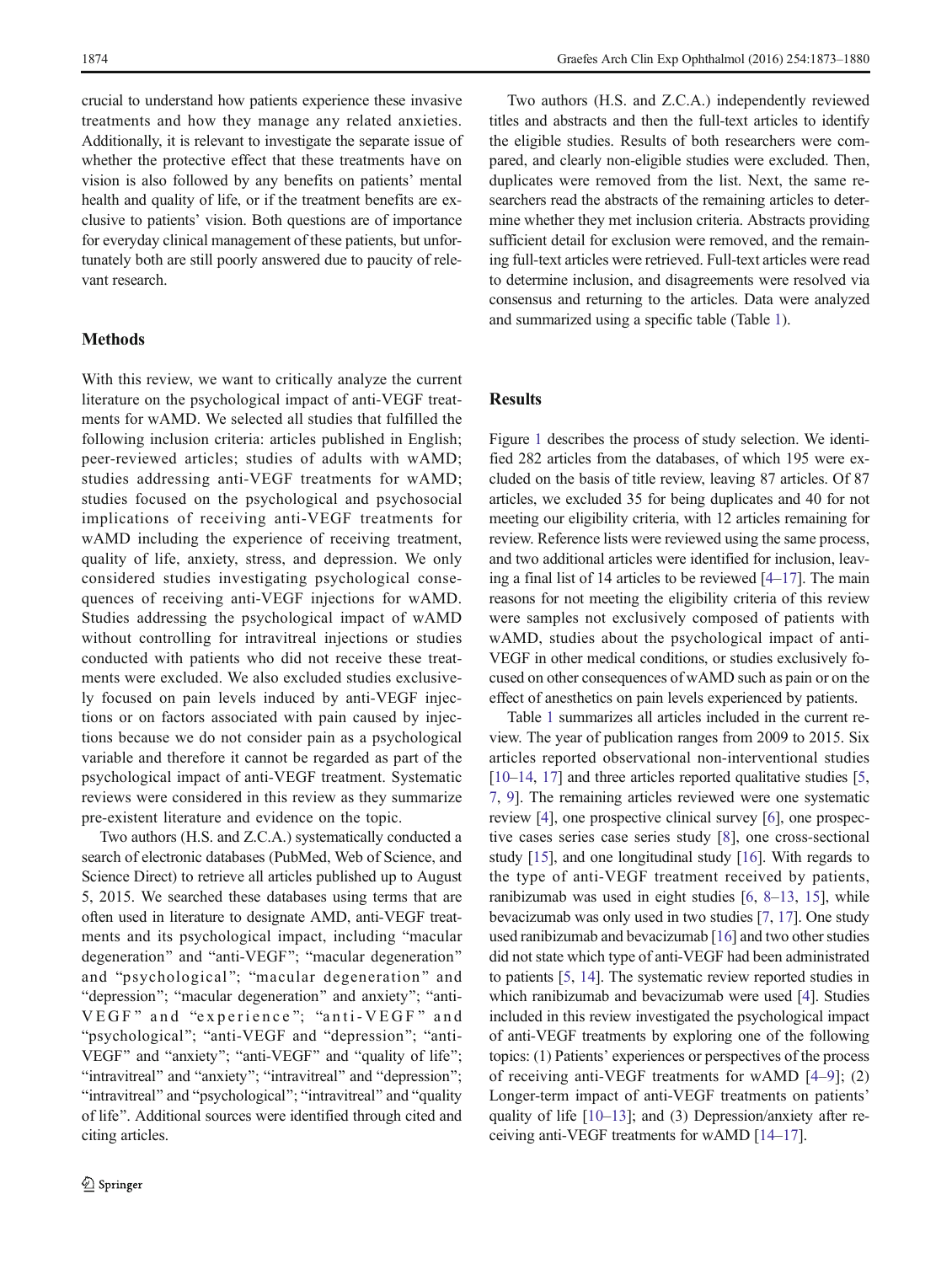crucial to understand how patients experience these invasive treatments and how they manage any related anxieties. Additionally, it is relevant to investigate the separate issue of whether the protective effect that these treatments have on vision is also followed by any benefits on patients' mental health and quality of life, or if the treatment benefits are exclusive to patients' vision. Both questions are of importance for everyday clinical management of these patients, but unfortunately both are still poorly answered due to paucity of relevant research.

## Methods

With this review, we want to critically analyze the current literature on the psychological impact of anti-VEGF treatments for wAMD. We selected all studies that fulfilled the following inclusion criteria: articles published in English; peer-reviewed articles; studies of adults with wAMD; studies addressing anti-VEGF treatments for wAMD; studies focused on the psychological and psychosocial implications of receiving anti-VEGF treatments for wAMD including the experience of receiving treatment, quality of life, anxiety, stress, and depression. We only considered studies investigating psychological consequences of receiving anti-VEGF injections for wAMD. Studies addressing the psychological impact of wAMD without controlling for intravitreal injections or studies conducted with patients who did not receive these treatments were excluded. We also excluded studies exclusively focused on pain levels induced by anti-VEGF injections or on factors associated with pain caused by injections because we do not consider pain as a psychological variable and therefore it cannot be regarded as part of the psychological impact of anti-VEGF treatment. Systematic reviews were considered in this review as they summarize pre-existent literature and evidence on the topic.

Two authors (H.S. and Z.C.A.) systematically conducted a search of electronic databases (PubMed, Web of Science, and Science Direct) to retrieve all articles published up to August 5, 2015. We searched these databases using terms that are often used in literature to designate AMD, anti-VEGF treatments and its psychological impact, including "macular degeneration" and "anti-VEGF"; "macular degeneration" and "psychological"; "macular degeneration" and "depression"; "macular degeneration" and anxiety"; "anti-VEGF" and "experience"; "anti-VEGF" and "psychological"; "anti-VEGF and "depression"; "anti-VEGF" and "anxiety"; "anti-VEGF" and "quality of life"; "intravitreal" and "anxiety"; "intravitreal" and "depression"; "intravitreal" and "psychological"; "intravitreal" and "quality of life". Additional sources were identified through cited and citing articles.

Two authors (H.S. and Z.C.A.) independently reviewed titles and abstracts and then the full-text articles to identify the eligible studies. Results of both researchers were compared, and clearly non-eligible studies were excluded. Then, duplicates were removed from the list. Next, the same researchers read the abstracts of the remaining articles to determine whether they met inclusion criteria. Abstracts providing sufficient detail for exclusion were removed, and the remaining full-text articles were retrieved. Full-text articles were read to determine inclusion, and disagreements were resolved via consensus and returning to the articles. Data were analyzed and summarized using a specific table (Table 1).

## Results

Figure 1 describes the process of study selection. We identified 282 articles from the databases, of which 195 were excluded on the basis of title review, leaving 87 articles. Of 87 articles, we excluded 35 for being duplicates and 40 for not meeting our eligibility criteria, with 12 articles remaining for review. Reference lists were reviewed using the same process, and two additional articles were identified for inclusion, leaving a final list of 14 articles to be reviewed [4–17]. The main reasons for not meeting the eligibility criteria of this review were samples not exclusively composed of patients with wAMD, studies about the psychological impact of anti-VEGF in other medical conditions, or studies exclusively focused on other consequences of wAMD such as pain or on the effect of anesthetics on pain levels experienced by patients.

Table 1 summarizes all articles included in the current review. The year of publication ranges from 2009 to 2015. Six articles reported observational non-interventional studies [10–14, 17] and three articles reported qualitative studies [5, 7, 9]. The remaining articles reviewed were one systematic review [4], one prospective clinical survey [6], one prospective cases series case series study [8], one cross-sectional study [15], and one longitudinal study [16]. With regards to the type of anti-VEGF treatment received by patients, ranibizumab was used in eight studies [6, 8–13, 15], while bevacizumab was only used in two studies [7, 17]. One study used ranibizumab and bevacizumab [16] and two other studies did not state which type of anti-VEGF had been administrated to patients [5, 14]. The systematic review reported studies in which ranibizumab and bevacizumab were used [4]. Studies included in this review investigated the psychological impact of anti-VEGF treatments by exploring one of the following topics: (1) Patients' experiences or perspectives of the process of receiving anti-VEGF treatments for wAMD [4–9]; (2) Longer-term impact of anti-VEGF treatments on patients' quality of life [10–13]; and (3) Depression/anxiety after receiving anti-VEGF treatments for wAMD [14–17].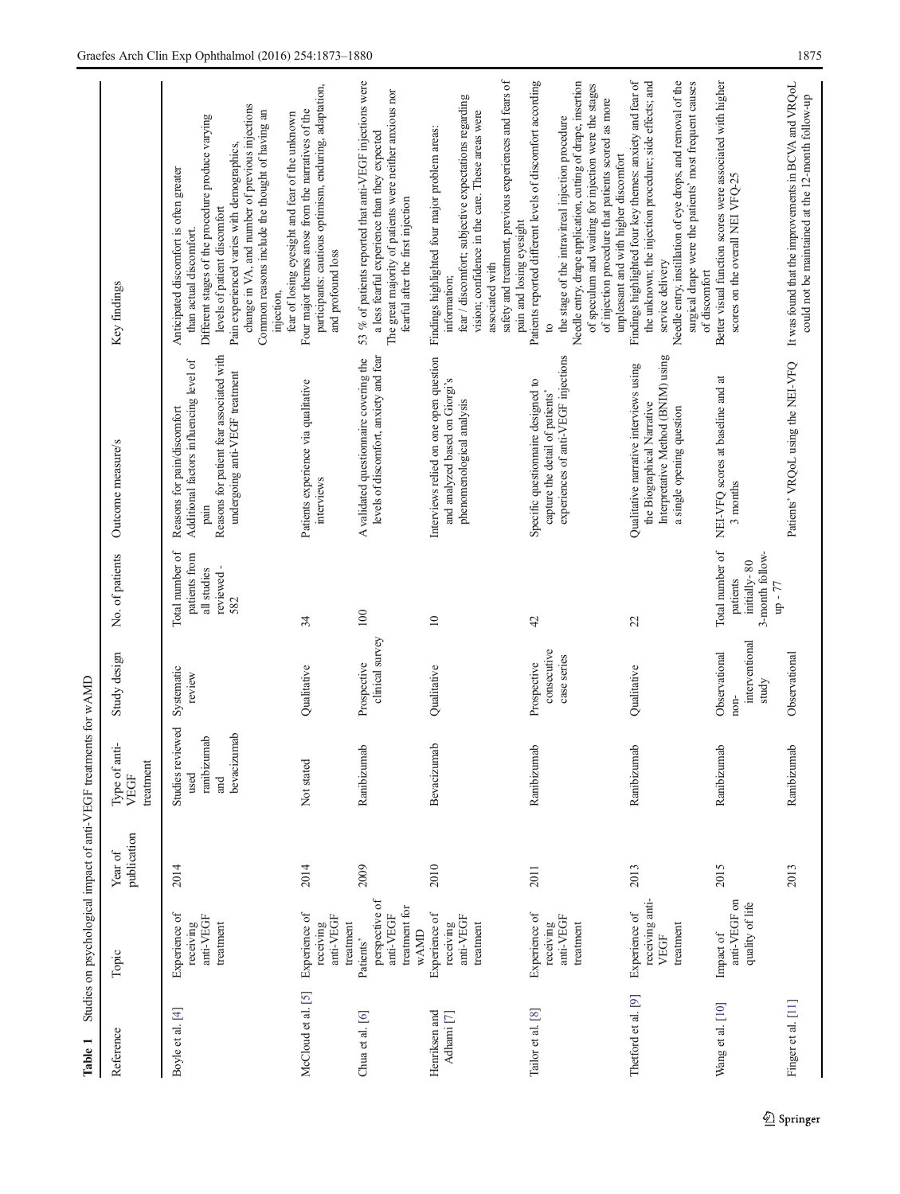**Table 1** Studies on psychological impact of anti-VEGF treatments for wAMD

| Reference | Topic | Year of publication | Type of anti-VEGF treatment | Study design | No. of patients | Outcome measure/s | Key findings |
|---|---|---|---|---|---|---|---|
| Boyle et al. [4] | Experience of receiving anti-VEGF treatment | 2014 | Studies reviewed used ranibizumab and bevacizumab | Systematic review | Total number of patients from all studies reviewed - 582 | Reasons for pain/discomfort<br>Additional factors influencing level of pain<br>Reasons for patient fear associated with undergoing anti-VEGF treatment | Anticipated discomfort is often greater than actual discomfort.<br>Different stages of the procedure produce varying levels of patient discomfort<br>Pain experienced varies with demographics, change in VA, and number of previous injections<br>Common reasons include the thought of having an injection, fear of losing eyesight and fear of the unknown |
| McCloud et al. [5] | Experience of receiving anti-VEGF treatment | 2014 | Not stated | Qualitative | 34 | Patients experience via qualitative interviews | Four major themes arose from the narratives of the participants: cautious optimism, enduring, adaptation, and profound loss |
| Chua et al. [6] | Patients' perspective of anti-VEGF treatment for wAMD | 2009 | Ranibizumab | Prospective clinical survey | 100 | A validated questionnaire covering the levels of discomfort, anxiety and fear | 53 % of patients reported that anti-VEGF injections were a less fearful experience than they expected<br>The great majority of patients were neither anxious nor fearful after the first injection |
| Henriksen and Adhami [7] | Experience of receiving anti-VEGF treatment | 2010 | Bevacizumab | Qualitative | 10 | Interviews relied on one open question and analyzed based on Giorgi's phenomenological analysis | Findings highlighted four major problem areas: information; fear / discomfort; subjective expectations regarding vision; confidence in the care. These areas were associated with safety and treatment, previous experiences and fears of pain and losing eyesight |
| Tailor et al. [8] | Experience of receiving anti-VEGF treatment | 2011 | Ranibizumab | Prospective consecutive case series | 42 | Specific questionnaire designed to capture the detail of patients' experiences of anti-VEGF injections | Patients reported different levels of discomfort according to the stage of the intravitreal injection procedure<br>Needle entry, drape application, cutting of drape, insertion of speculum and waiting for injection were the stages of injection procedure that patients scored as more unpleasant and with higher discomfort |
| Thetford et al. [9] | Experience of receiving anti-VEGF treatment | 2013 | Ranibizumab | Qualitative | 22 | Qualitative narrative interviews using the Biographical Narrative Interpretative Method (BNIM) using a single opening question | Findings highlighted four key themes: anxiety and fear of the unknown; the injection procedure; side effects; and service delivery<br>Needle entry, instillation of eye drops, and removal of the surgical drape were the patients' most frequent causes of discomfort |
| Wang et al. [10] | Impact of anti-VEGF on quality of life | 2015 | Ranibizumab | Observational non-interventional study | Total number of patients initially- 80 3-month follow-up - 77 | NEI-VFQ scores at baseline and at 3 months | Better visual function scores were associated with higher scores on the overall NEI VFQ-25 |
| Finger et al. [11] | | 2013 | Ranibizumab | Observational | | Patients' VRQoL using the NEI-VFQ | It was found that the improvements in BCVA and VRQoL could not be maintained at the 12-month follow-up |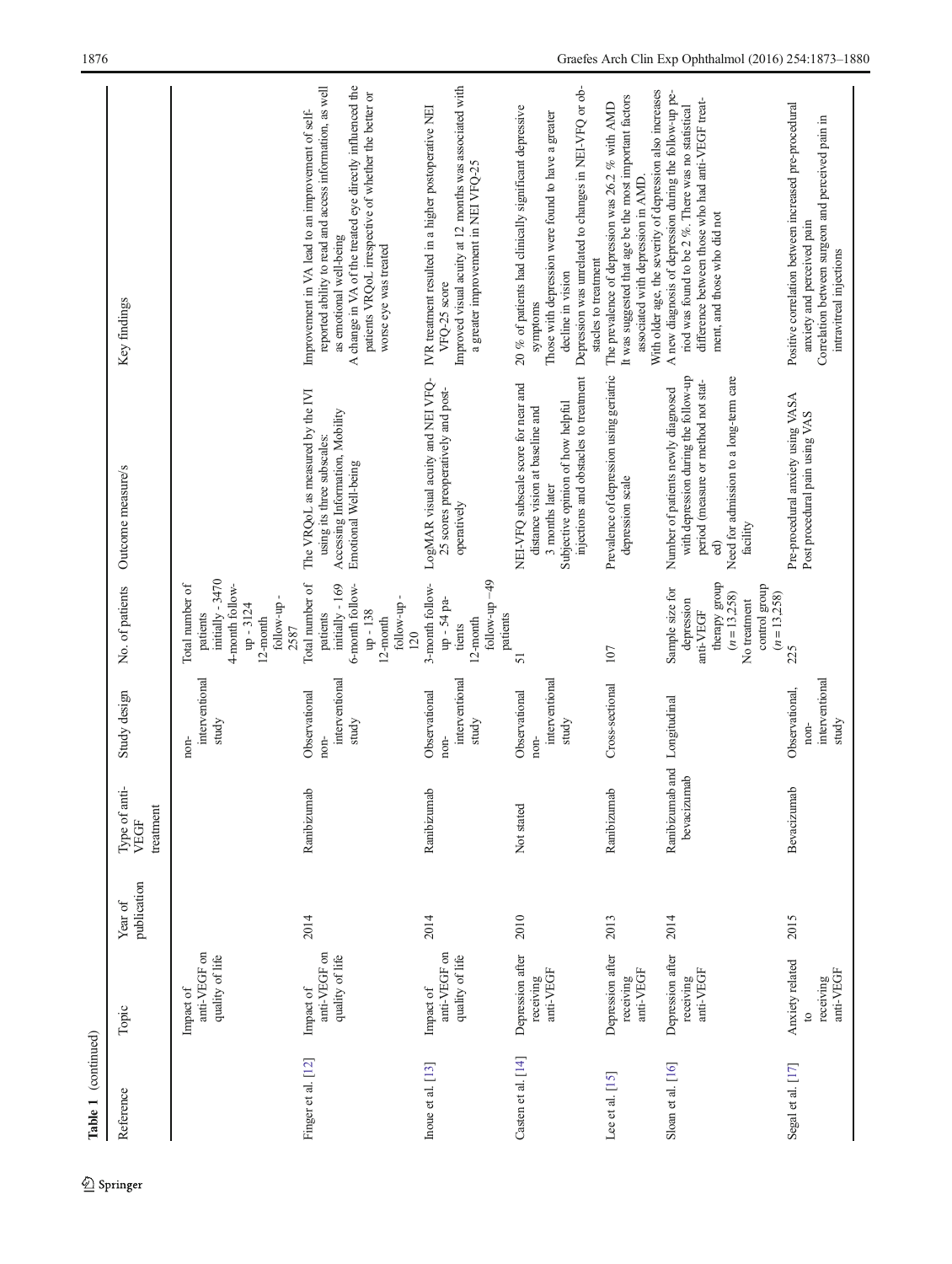**Table 1** (continued)

| Reference | Topic | Year of publication | Type of anti-VEGF treatment | Study design | No. of patients | Outcome measure/s | Key findings |
|---|---|---|---|---|---|---|---|
| | Impact of anti-VEGF on quality of life | | | non-interventional study | Total number of patients initially - 3470 4-month follow-up - 3124 12-month follow-up - 2587 | | |
| Finger et al. [12] | Impact of anti-VEGF on quality of life | 2014 | Ranibizumab | Observational non-interventional study | Total number of patients initially - 169 6-month follow-up - 138 12-month follow-up - 120 | The VRQoL as measured by the IVI using its three subscales: Accessing Information, Mobility Emotional Well-being | Improvement in VA lead to an improvement of self-reported ability to read and access information, as well as emotional well-being<br>A change in VA of the treated eye directly influenced the patients VRQoL irrespective of whether the better or worse eye was treated |
| Inoue et al. [13] | Impact of anti-VEGF on quality of life | 2014 | Ranibizumab | Observational non-interventional study | 3-month follow-up - 54 patients 12-month follow-up –49 patients | LogMAR visual acuity and NEI VFQ-25 scores preoperatively and post-operatively | IVR treatment resulted in a higher postoperative NEI VFQ-25 score<br>Improved visual acuity at 12 months was associated with a greater improvement in NEI VFQ-25 |
| Casten et al. [14] | Depression after receiving anti-VEGF | 2010 | Not stated | Observational non-interventional study | 51 | NEI-VFQ subscale score for near and distance vision at baseline and 3 months later<br>Subjective opinion of how helpful injections and obstacles to treatment | 20 % of patients had clinically significant depressive symptoms<br>Those with depression were found to have a greater decline in vision<br>Depression was unrelated to changes in NEI-VFQ or obstacles to treatment |
| Lee et al. [15] | Depression after receiving anti-VEGF | 2013 | Ranibizumab | Cross-sectional | 107 | Prevalence of depression using geriatric depression scale | The prevalence of depression was 26.2 % with AMD<br>It was suggested that age be the most important factors associated with depression in AMD.<br>With older age, the severity of depression also increases |
| Sloan et al. [16] | Depression after receiving anti-VEGF | 2014 | Ranibizumab and bevacizumab | Longitudinal | Sample size for depression anti-VEGF therapy group ($n = 13,258$) No treatment control group ($n = 13,258$) | Number of patients newly diagnosed with depression during the follow-up period (measure or method not stated)<br>Need for admission to a long-term care facility | A new diagnosis of depression during the follow-up period was found to be 2 %. There was no statistical difference between those who had anti-VEGF treatment, and those who did not |
| Segal et al. [17] | Anxiety related to receiving anti-VEGF | 2015 | Bevacizumab | Observational, non-interventional study | 225 | Pre-procedural anxiety using VASA<br>Post procedural pain using VAS | Positive correlation between increased pre-procedural anxiety and perceived pain<br>Correlation between surgeon and perceived pain in intravitreal injections |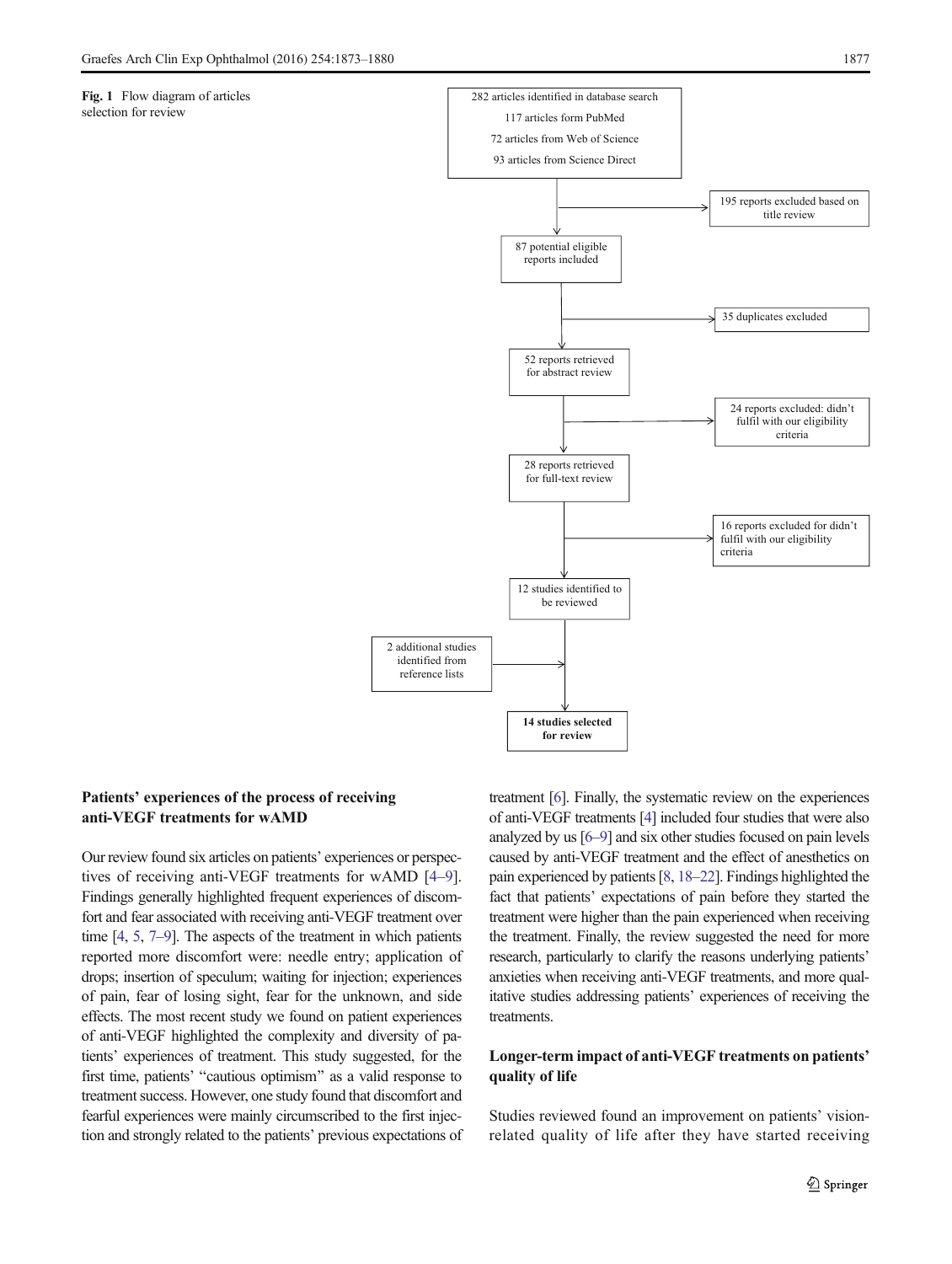**Fig. 1** Flow diagram of articles selection for review

282 articles identified in database search
117 articles form PubMed
72 articles from Web of Science
93 articles from Science Direct

195 reports excluded based on title review

87 potential eligible reports included

35 duplicates excluded

52 reports retrieved for abstract review

24 reports excluded: didn't fulfil with our eligibility criteria

28 reports retrieved for full-text review

16 reports excluded for didn't fulfil with our eligibility criteria

12 studies identified to be reviewed

2 additional studies identified from reference lists

**14 studies selected for review**

### Patients' experiences of the process of receiving anti-VEGF treatments for wAMD

Our review found six articles on patients' experiences or perspectives of receiving anti-VEGF treatments for wAMD [4–9]. Findings generally highlighted frequent experiences of discomfort and fear associated with receiving anti-VEGF treatment over time [4, 5, 7–9]. The aspects of the treatment in which patients reported more discomfort were: needle entry; application of drops; insertion of speculum; waiting for injection; experiences of pain, fear of losing sight, fear for the unknown, and side effects. The most recent study we found on patient experiences of anti-VEGF highlighted the complexity and diversity of patients' experiences of treatment. This study suggested, for the first time, patients' "cautious optimism" as a valid response to treatment success. However, one study found that discomfort and fearful experiences were mainly circumscribed to the first injection and strongly related to the patients' previous expectations of treatment [6]. Finally, the systematic review on the experiences of anti-VEGF treatments [4] included four studies that were also analyzed by us [6–9] and six other studies focused on pain levels caused by anti-VEGF treatment and the effect of anesthetics on pain experienced by patients [8, 18–22]. Findings highlighted the fact that patients' expectations of pain before they started the treatment were higher than the pain experienced when receiving the treatment. Finally, the review suggested the need for more research, particularly to clarify the reasons underlying patients' anxieties when receiving anti-VEGF treatments, and more qualitative studies addressing patients' experiences of receiving the treatments.

### Longer-term impact of anti-VEGF treatments on patients' quality of life

Studies reviewed found an improvement on patients' vision-related quality of life after they have started receiving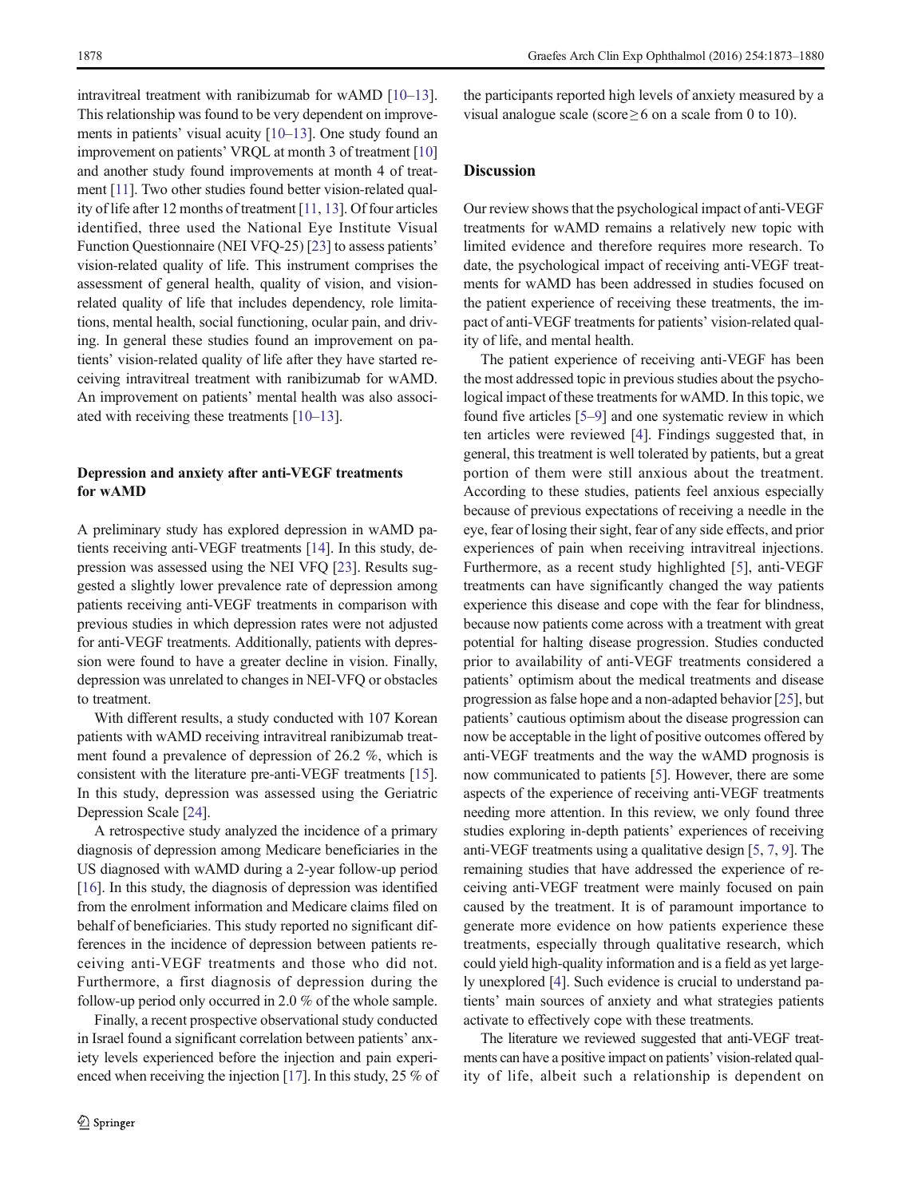intravitreal treatment with ranibizumab for wAMD [10–13]. This relationship was found to be very dependent on improvements in patients' visual acuity [10–13]. One study found an improvement on patients' VRQL at month 3 of treatment [10] and another study found improvements at month 4 of treatment [11]. Two other studies found better vision-related quality of life after 12 months of treatment [11, 13]. Of four articles identified, three used the National Eye Institute Visual Function Questionnaire (NEI VFQ-25) [23] to assess patients' vision-related quality of life. This instrument comprises the assessment of general health, quality of vision, and vision-related quality of life that includes dependency, role limitations, mental health, social functioning, ocular pain, and driving. In general these studies found an improvement on patients' vision-related quality of life after they have started receiving intravitreal treatment with ranibizumab for wAMD. An improvement on patients' mental health was also associated with receiving these treatments [10–13].

### Depression and anxiety after anti-VEGF treatments for wAMD

A preliminary study has explored depression in wAMD patients receiving anti-VEGF treatments [14]. In this study, depression was assessed using the NEI VFQ [23]. Results suggested a slightly lower prevalence rate of depression among patients receiving anti-VEGF treatments in comparison with previous studies in which depression rates were not adjusted for anti-VEGF treatments. Additionally, patients with depression were found to have a greater decline in vision. Finally, depression was unrelated to changes in NEI-VFQ or obstacles to treatment.

With different results, a study conducted with 107 Korean patients with wAMD receiving intravitreal ranibizumab treatment found a prevalence of depression of 26.2 %, which is consistent with the literature pre-anti-VEGF treatments [15]. In this study, depression was assessed using the Geriatric Depression Scale [24].

A retrospective study analyzed the incidence of a primary diagnosis of depression among Medicare beneficiaries in the US diagnosed with wAMD during a 2-year follow-up period [16]. In this study, the diagnosis of depression was identified from the enrolment information and Medicare claims filed on behalf of beneficiaries. This study reported no significant differences in the incidence of depression between patients receiving anti-VEGF treatments and those who did not. Furthermore, a first diagnosis of depression during the follow-up period only occurred in 2.0 % of the whole sample.

Finally, a recent prospective observational study conducted in Israel found a significant correlation between patients' anxiety levels experienced before the injection and pain experienced when receiving the injection [17]. In this study, 25 % of the participants reported high levels of anxiety measured by a visual analogue scale (score $\geq 6$ on a scale from 0 to 10).

## Discussion

Our review shows that the psychological impact of anti-VEGF treatments for wAMD remains a relatively new topic with limited evidence and therefore requires more research. To date, the psychological impact of receiving anti-VEGF treatments for wAMD has been addressed in studies focused on the patient experience of receiving these treatments, the impact of anti-VEGF treatments for patients' vision-related quality of life, and mental health.

The patient experience of receiving anti-VEGF has been the most addressed topic in previous studies about the psychological impact of these treatments for wAMD. In this topic, we found five articles [5–9] and one systematic review in which ten articles were reviewed [4]. Findings suggested that, in general, this treatment is well tolerated by patients, but a great portion of them were still anxious about the treatment. According to these studies, patients feel anxious especially because of previous expectations of receiving a needle in the eye, fear of losing their sight, fear of any side effects, and prior experiences of pain when receiving intravitreal injections. Furthermore, as a recent study highlighted [5], anti-VEGF treatments can have significantly changed the way patients experience this disease and cope with the fear for blindness, because now patients come across with a treatment with great potential for halting disease progression. Studies conducted prior to availability of anti-VEGF treatments considered a patients' optimism about the medical treatments and disease progression as false hope and a non-adapted behavior [25], but patients' cautious optimism about the disease progression can now be acceptable in the light of positive outcomes offered by anti-VEGF treatments and the way the wAMD prognosis is now communicated to patients [5]. However, there are some aspects of the experience of receiving anti-VEGF treatments needing more attention. In this review, we only found three studies exploring in-depth patients' experiences of receiving anti-VEGF treatments using a qualitative design [5, 7, 9]. The remaining studies that have addressed the experience of receiving anti-VEGF treatment were mainly focused on pain caused by the treatment. It is of paramount importance to generate more evidence on how patients experience these treatments, especially through qualitative research, which could yield high-quality information and is a field as yet largely unexplored [4]. Such evidence is crucial to understand patients' main sources of anxiety and what strategies patients activate to effectively cope with these treatments.

The literature we reviewed suggested that anti-VEGF treatments can have a positive impact on patients' vision-related quality of life, albeit such a relationship is dependent on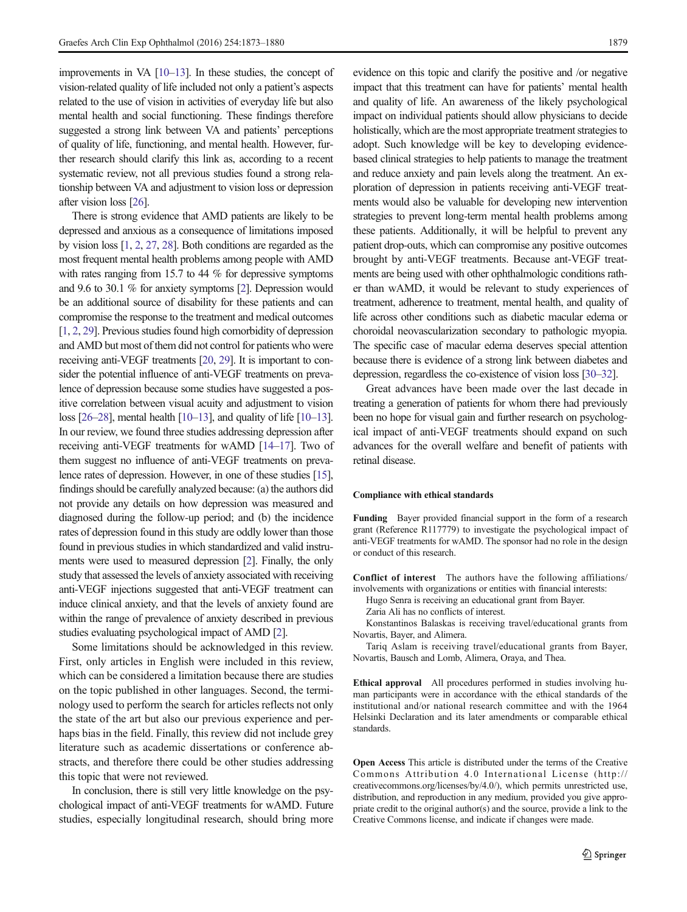improvements in VA [10–13]. In these studies, the concept of vision-related quality of life included not only a patient's aspects related to the use of vision in activities of everyday life but also mental health and social functioning. These findings therefore suggested a strong link between VA and patients' perceptions of quality of life, functioning, and mental health. However, further research should clarify this link as, according to a recent systematic review, not all previous studies found a strong relationship between VA and adjustment to vision loss or depression after vision loss [26].

There is strong evidence that AMD patients are likely to be depressed and anxious as a consequence of limitations imposed by vision loss [1, 2, 27, 28]. Both conditions are regarded as the most frequent mental health problems among people with AMD with rates ranging from 15.7 to 44 % for depressive symptoms and 9.6 to 30.1 % for anxiety symptoms [2]. Depression would be an additional source of disability for these patients and can compromise the response to the treatment and medical outcomes [1, 2, 29]. Previous studies found high comorbidity of depression and AMD but most of them did not control for patients who were receiving anti-VEGF treatments [20, 29]. It is important to consider the potential influence of anti-VEGF treatments on prevalence of depression because some studies have suggested a positive correlation between visual acuity and adjustment to vision loss [26–28], mental health [10–13], and quality of life [10–13]. In our review, we found three studies addressing depression after receiving anti-VEGF treatments for wAMD [14–17]. Two of them suggest no influence of anti-VEGF treatments on prevalence rates of depression. However, in one of these studies [15], findings should be carefully analyzed because: (a) the authors did not provide any details on how depression was measured and diagnosed during the follow-up period; and (b) the incidence rates of depression found in this study are oddly lower than those found in previous studies in which standardized and valid instruments were used to measured depression [2]. Finally, the only study that assessed the levels of anxiety associated with receiving anti-VEGF injections suggested that anti-VEGF treatment can induce clinical anxiety, and that the levels of anxiety found are within the range of prevalence of anxiety described in previous studies evaluating psychological impact of AMD [2].

Some limitations should be acknowledged in this review. First, only articles in English were included in this review, which can be considered a limitation because there are studies on the topic published in other languages. Second, the terminology used to perform the search for articles reflects not only the state of the art but also our previous experience and perhaps bias in the field. Finally, this review did not include grey literature such as academic dissertations or conference abstracts, and therefore there could be other studies addressing this topic that were not reviewed.

In conclusion, there is still very little knowledge on the psychological impact of anti-VEGF treatments for wAMD. Future studies, especially longitudinal research, should bring more evidence on this topic and clarify the positive and /or negative impact that this treatment can have for patients' mental health and quality of life. An awareness of the likely psychological impact on individual patients should allow physicians to decide holistically, which are the most appropriate treatment strategies to adopt. Such knowledge will be key to developing evidence-based clinical strategies to help patients to manage the treatment and reduce anxiety and pain levels along the treatment. An exploration of depression in patients receiving anti-VEGF treatments would also be valuable for developing new intervention strategies to prevent long-term mental health problems among these patients. Additionally, it will be helpful to prevent any patient drop-outs, which can compromise any positive outcomes brought by anti-VEGF treatments. Because ant-VEGF treatments are being used with other ophthalmologic conditions rather than wAMD, it would be relevant to study experiences of treatment, adherence to treatment, mental health, and quality of life across other conditions such as diabetic macular edema or choroidal neovascularization secondary to pathologic myopia. The specific case of macular edema deserves special attention because there is evidence of a strong link between diabetes and depression, regardless the co-existence of vision loss [30–32].

Great advances have been made over the last decade in treating a generation of patients for whom there had previously been no hope for visual gain and further research on psychological impact of anti-VEGF treatments should expand on such advances for the overall welfare and benefit of patients with retinal disease.

#### Compliance with ethical standards

**Funding** Bayer provided financial support in the form of a research grant (Reference R117779) to investigate the psychological impact of anti-VEGF treatments for wAMD. The sponsor had no role in the design or conduct of this research.

**Conflict of interest** The authors have the following affiliations/involvements with organizations or entities with financial interests:

Hugo Senra is receiving an educational grant from Bayer.

Zaria Ali has no conflicts of interest.

Konstantinos Balaskas is receiving travel/educational grants from Novartis, Bayer, and Alimera.

Tariq Aslam is receiving travel/educational grants from Bayer, Novartis, Bausch and Lomb, Alimera, Oraya, and Thea.

**Ethical approval** All procedures performed in studies involving human participants were in accordance with the ethical standards of the institutional and/or national research committee and with the 1964 Helsinki Declaration and its later amendments or comparable ethical standards.

**Open Access** This article is distributed under the terms of the Creative Commons Attribution 4.0 International License (http://creativecommons.org/licenses/by/4.0/), which permits unrestricted use, distribution, and reproduction in any medium, provided you give appropriate credit to the original author(s) and the source, provide a link to the Creative Commons license, and indicate if changes were made.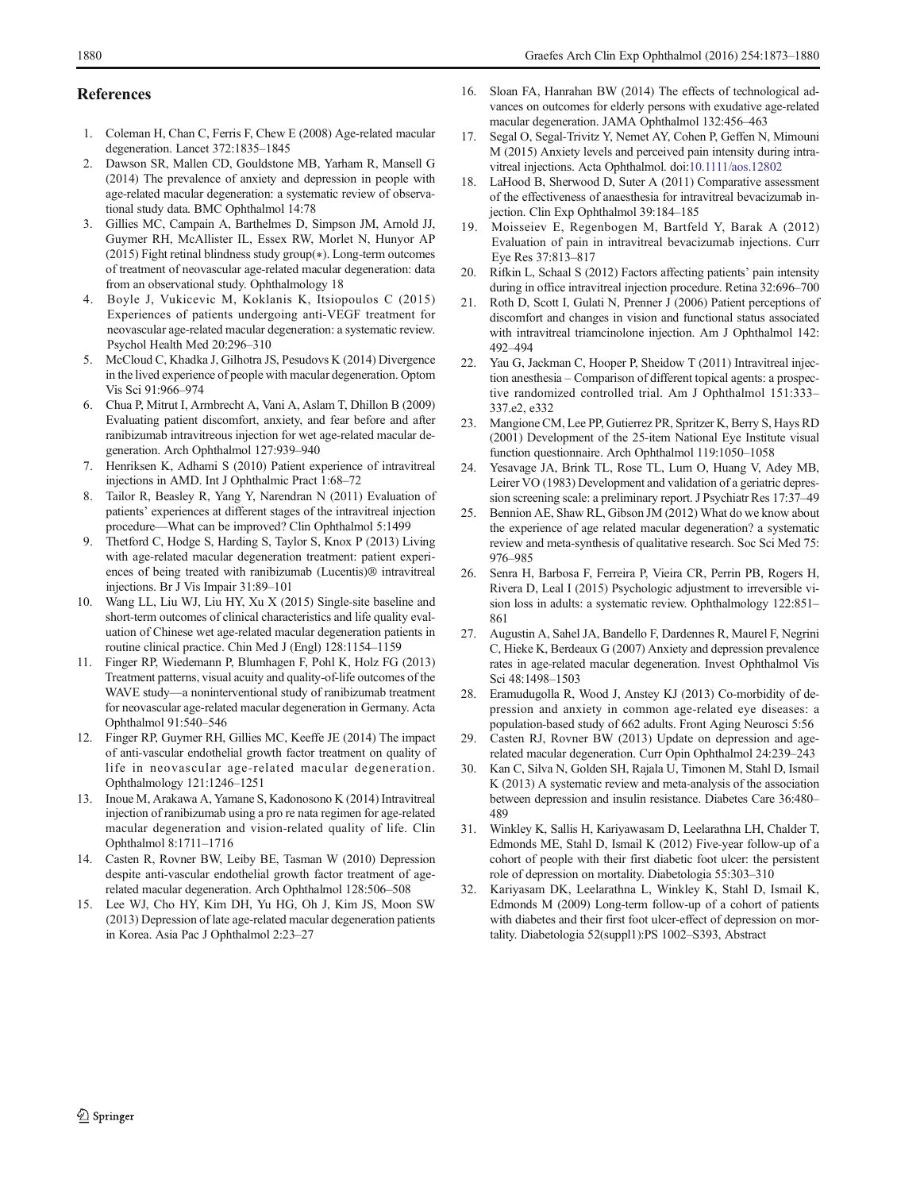## References

1. Coleman H, Chan C, Ferris F, Chew E (2008) Age-related macular degeneration. Lancet 372:1835–1845
2. Dawson SR, Mallen CD, Gouldstone MB, Yarham R, Mansell G (2014) The prevalence of anxiety and depression in people with age-related macular degeneration: a systematic review of observational study data. BMC Ophthalmol 14:78
3. Gillies MC, Campain A, Barthelmes D, Simpson JM, Arnold JJ, Guymer RH, McAllister IL, Essex RW, Morlet N, Hunyor AP (2015) Fight retinal blindness study group(∗). Long-term outcomes of treatment of neovascular age-related macular degeneration: data from an observational study. Ophthalmology 18
4. Boyle J, Vukicevic M, Koklanis K, Itsiopoulos C (2015) Experiences of patients undergoing anti-VEGF treatment for neovascular age-related macular degeneration: a systematic review. Psychol Health Med 20:296–310
5. McCloud C, Khadka J, Gilhotra JS, Pesudovs K (2014) Divergence in the lived experience of people with macular degeneration. Optom Vis Sci 91:966–974
6. Chua P, Mitrut I, Armbrecht A, Vani A, Aslam T, Dhillon B (2009) Evaluating patient discomfort, anxiety, and fear before and after ranibizumab intravitreous injection for wet age-related macular degeneration. Arch Ophthalmol 127:939–940
7. Henriksen K, Adhami S (2010) Patient experience of intravitreal injections in AMD. Int J Ophthalmic Pract 1:68–72
8. Tailor R, Beasley R, Yang Y, Narendran N (2011) Evaluation of patients' experiences at different stages of the intravitreal injection procedure—What can be improved? Clin Ophthalmol 5:1499
9. Thetford C, Hodge S, Harding S, Taylor S, Knox P (2013) Living with age-related macular degeneration treatment: patient experiences of being treated with ranibizumab (Lucentis)® intravitreal injections. Br J Vis Impair 31:89–101
10. Wang LL, Liu WJ, Liu HY, Xu X (2015) Single-site baseline and short-term outcomes of clinical characteristics and life quality evaluation of Chinese wet age-related macular degeneration patients in routine clinical practice. Chin Med J (Engl) 128:1154–1159
11. Finger RP, Wiedemann P, Blumhagen F, Pohl K, Holz FG (2013) Treatment patterns, visual acuity and quality-of-life outcomes of the WAVE study—a noninterventional study of ranibizumab treatment for neovascular age-related macular degeneration in Germany. Acta Ophthalmol 91:540–546
12. Finger RP, Guymer RH, Gillies MC, Keeffe JE (2014) The impact of anti-vascular endothelial growth factor treatment on quality of life in neovascular age-related macular degeneration. Ophthalmology 121:1246–1251
13. Inoue M, Arakawa A, Yamane S, Kadonosono K (2014) Intravitreal injection of ranibizumab using a pro re nata regimen for age-related macular degeneration and vision-related quality of life. Clin Ophthalmol 8:1711–1716
14. Casten R, Rovner BW, Leiby BE, Tasman W (2010) Depression despite anti-vascular endothelial growth factor treatment of age-related macular degeneration. Arch Ophthalmol 128:506–508
15. Lee WJ, Cho HY, Kim DH, Yu HG, Oh J, Kim JS, Moon SW (2013) Depression of late age-related macular degeneration patients in Korea. Asia Pac J Ophthalmol 2:23–27
16. Sloan FA, Hanrahan BW (2014) The effects of technological advances on outcomes for elderly persons with exudative age-related macular degeneration. JAMA Ophthalmol 132:456–463
17. Segal O, Segal-Trivitz Y, Nemet AY, Cohen P, Geffen N, Mimouni M (2015) Anxiety levels and perceived pain intensity during intravitreal injections. Acta Ophthalmol. doi:10.1111/aos.12802
18. LaHood B, Sherwood D, Suter A (2011) Comparative assessment of the effectiveness of anaesthesia for intravitreal bevacizumab injection. Clin Exp Ophthalmol 39:184–185
19. Moisseiev E, Regenbogen M, Bartfeld Y, Barak A (2012) Evaluation of pain in intravitreal bevacizumab injections. Curr Eye Res 37:813–817
20. Rifkin L, Schaal S (2012) Factors affecting patients' pain intensity during in office intravitreal injection procedure. Retina 32:696–700
21. Roth D, Scott I, Gulati N, Prenner J (2006) Patient perceptions of discomfort and changes in vision and functional status associated with intravitreal triamcinolone injection. Am J Ophthalmol 142: 492–494
22. Yau G, Jackman C, Hooper P, Sheidow T (2011) Intravitreal injection anesthesia – Comparison of different topical agents: a prospective randomized controlled trial. Am J Ophthalmol 151:333–337.e2, e332
23. Mangione CM, Lee PP, Gutierrez PR, Spritzer K, Berry S, Hays RD (2001) Development of the 25-item National Eye Institute visual function questionnaire. Arch Ophthalmol 119:1050–1058
24. Yesavage JA, Brink TL, Rose TL, Lum O, Huang V, Adey MB, Leirer VO (1983) Development and validation of a geriatric depression screening scale: a preliminary report. J Psychiatr Res 17:37–49
25. Bennion AE, Shaw RL, Gibson JM (2012) What do we know about the experience of age related macular degeneration? a systematic review and meta-synthesis of qualitative research. Soc Sci Med 75: 976–985
26. Senra H, Barbosa F, Ferreira P, Vieira CR, Perrin PB, Rogers H, Rivera D, Leal I (2015) Psychologic adjustment to irreversible vision loss in adults: a systematic review. Ophthalmology 122:851–861
27. Augustin A, Sahel JA, Bandello F, Dardennes R, Maurel F, Negrini C, Hieke K, Berdeaux G (2007) Anxiety and depression prevalence rates in age-related macular degeneration. Invest Ophthalmol Vis Sci 48:1498–1503
28. Eramudugolla R, Wood J, Anstey KJ (2013) Co-morbidity of depression and anxiety in common age-related eye diseases: a population-based study of 662 adults. Front Aging Neurosci 5:56
29. Casten RJ, Rovner BW (2013) Update on depression and age-related macular degeneration. Curr Opin Ophthalmol 24:239–243
30. Kan C, Silva N, Golden SH, Rajala U, Timonen M, Stahl D, Ismail K (2013) A systematic review and meta-analysis of the association between depression and insulin resistance. Diabetes Care 36:480–489
31. Winkley K, Sallis H, Kariyawasam D, Leelarathna LH, Chalder T, Edmonds ME, Stahl D, Ismail K (2012) Five-year follow-up of a cohort of people with their first diabetic foot ulcer: the persistent role of depression on mortality. Diabetologia 55:303–310
32. Kariyasam DK, Leelarathna L, Winkley K, Stahl D, Ismail K, Edmonds M (2009) Long-term follow-up of a cohort of patients with diabetes and their first foot ulcer-effect of depression on mortality. Diabetologia 52(suppl1):PS 1002–S393, Abstract